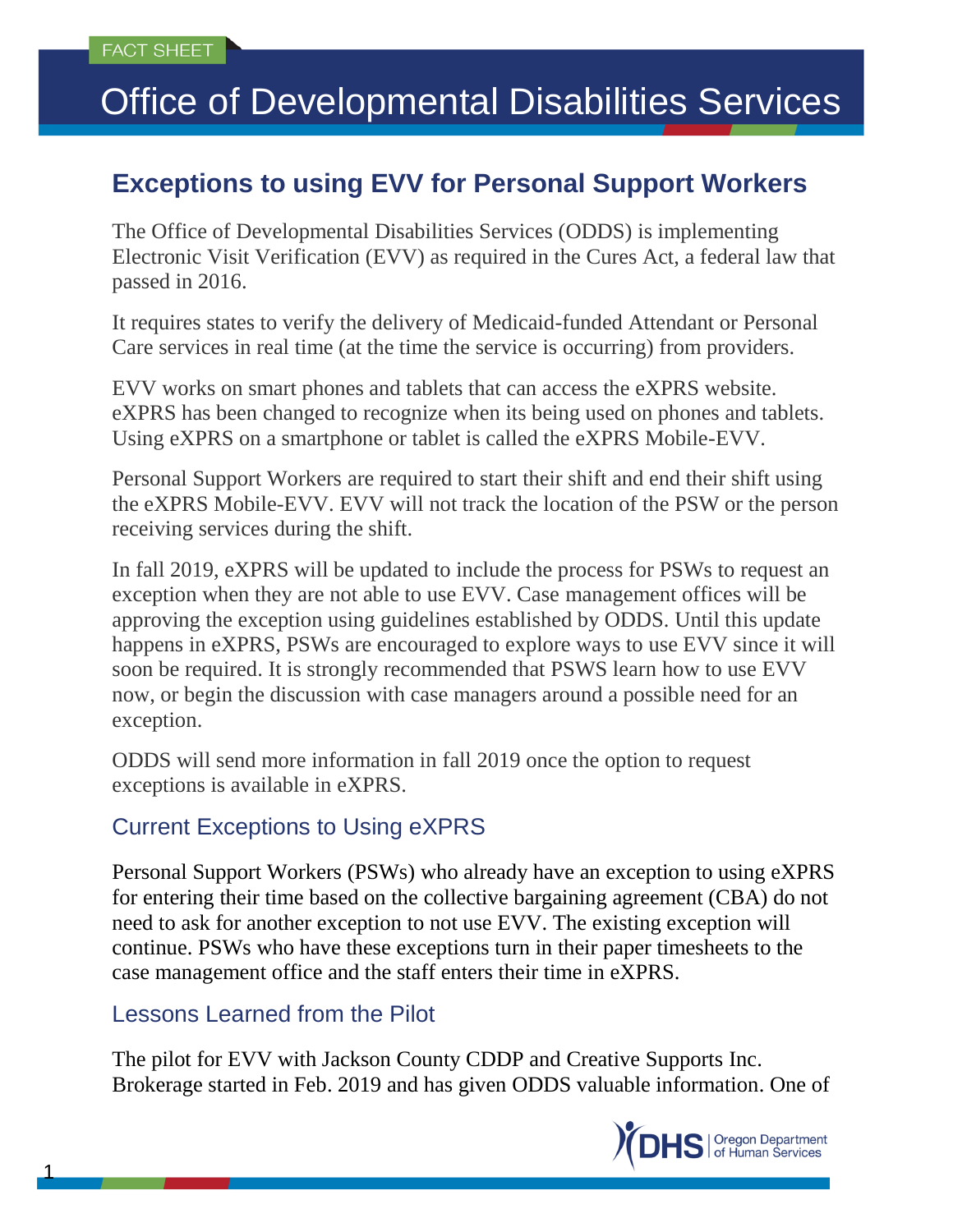FACT SHEET

# Office of Developmental Disabilities Services

## Exceptions to using EVV for Personal Support Workers

The Office of Developmental Disabilities Services (ODDS) is implementing Electronic Visit Verification (EVV) as required in the Cures Act, a federal law that passed in 2016.

It requires states to verify the delivery of Medicaid-funded Attendant or Personal Care services in real time (at the time the service is occurring) from providers.

EVV works on smart phones and tablets that can access the eXPRS website. eXPRS has been changed to recognize when its being used on phones and tablets. Using eXPRS on a smartphone or tablet is called the eXPRS Mobile-EVV.

Personal Support Workers are required to start their shift and end their shift using the eXPRS Mobile-EVV. EVV will not track the location of the PSW or the person receiving services during the shift.

In fall 2019, eXPRS will be updated to include the process for PSWs to request an exception when they are not able to use EVV. Case management offices will be approving the exception using guidelines established by ODDS. Until this update happens in eXPRS, PSWs are encouraged to explore ways to use EVV since it will soon be required. It is strongly recommended that PSWS learn how to use EVV now, or begin the discussion with case managers around a possible need for an exception.

ODDS will send more information in fall 2019 once the option to request exceptions is available in eXPRS.

### Current Exceptions to Using eXPRS

Personal Support Workers (PSWs) who already have an exception to using eXPRS for entering their time based on the collective bargaining agreement (CBA) do not need to ask for another exception to not use EVV. The existing exception will continue. PSWs who have these exceptions turn in their paper timesheets to the case management office and the staff enters their time in eXPRS.

### Lessons Learned from the Pilot

The pilot for EVV with Jackson County CDDP and Creative Supports Inc. Brokerage started in Feb. 2019 and has given ODDS valuable information. One of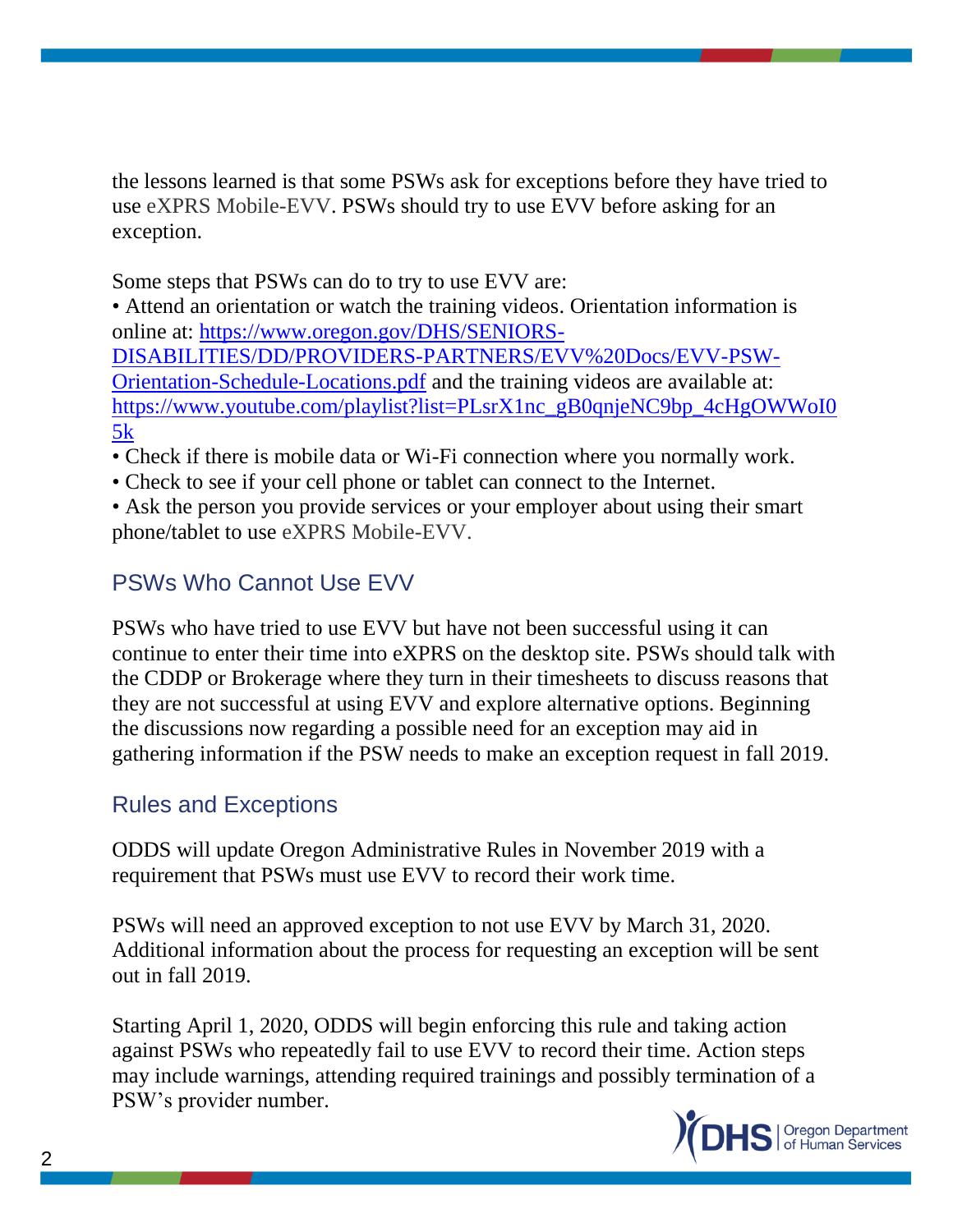the lessons learned is that some PSWs ask for exceptions before they have tried to use eXPRS Mobile-EVV. PSWs should try to use EVV before asking for an exception.

Some steps that PSWs can do to try to use EVV are:

- Attend an orientation or watch the training videos. Orientation information is online at: [https://www.oregon.gov/DHS/SENIORS-DISABILITIES/DD/PROVIDERS-PARTNERS/EVV%20Docs/EVV-PSW-Orientation-Schedule-Locations.pdf](https://www.oregon.gov/DHS/SENIORS-DISABILITIES/DD/PROVIDERS-PARTNERS/EVV%20Docs/EVV-PSW-Orientation-Schedule-Locations.pdf) and the training videos are available at: [https://www.youtube.com/playlist?list=PLsrX1nc_gB0qnjeNC9bp_4cHgOWWoI05k](https://www.youtube.com/playlist?list=PLsrX1nc_gB0qnjeNC9bp_4cHgOWWoI05k)
- Check if there is mobile data or Wi-Fi connection where you normally work.
- Check to see if your cell phone or tablet can connect to the Internet.
- Ask the person you provide services or your employer about using their smart phone/tablet to use eXPRS Mobile-EVV.

## PSWs Who Cannot Use EVV

PSWs who have tried to use EVV but have not been successful using it can continue to enter their time into eXPRS on the desktop site. PSWs should talk with the CDDP or Brokerage where they turn in their timesheets to discuss reasons that they are not successful at using EVV and explore alternative options. Beginning the discussions now regarding a possible need for an exception may aid in gathering information if the PSW needs to make an exception request in fall 2019.

## Rules and Exceptions

ODDS will update Oregon Administrative Rules in November 2019 with a requirement that PSWs must use EVV to record their work time.

PSWs will need an approved exception to not use EVV by March 31, 2020. Additional information about the process for requesting an exception will be sent out in fall 2019.

Starting April 1, 2020, ODDS will begin enforcing this rule and taking action against PSWs who repeatedly fail to use EVV to record their time. Action steps may include warnings, attending required trainings and possibly termination of a PSW's provider number.